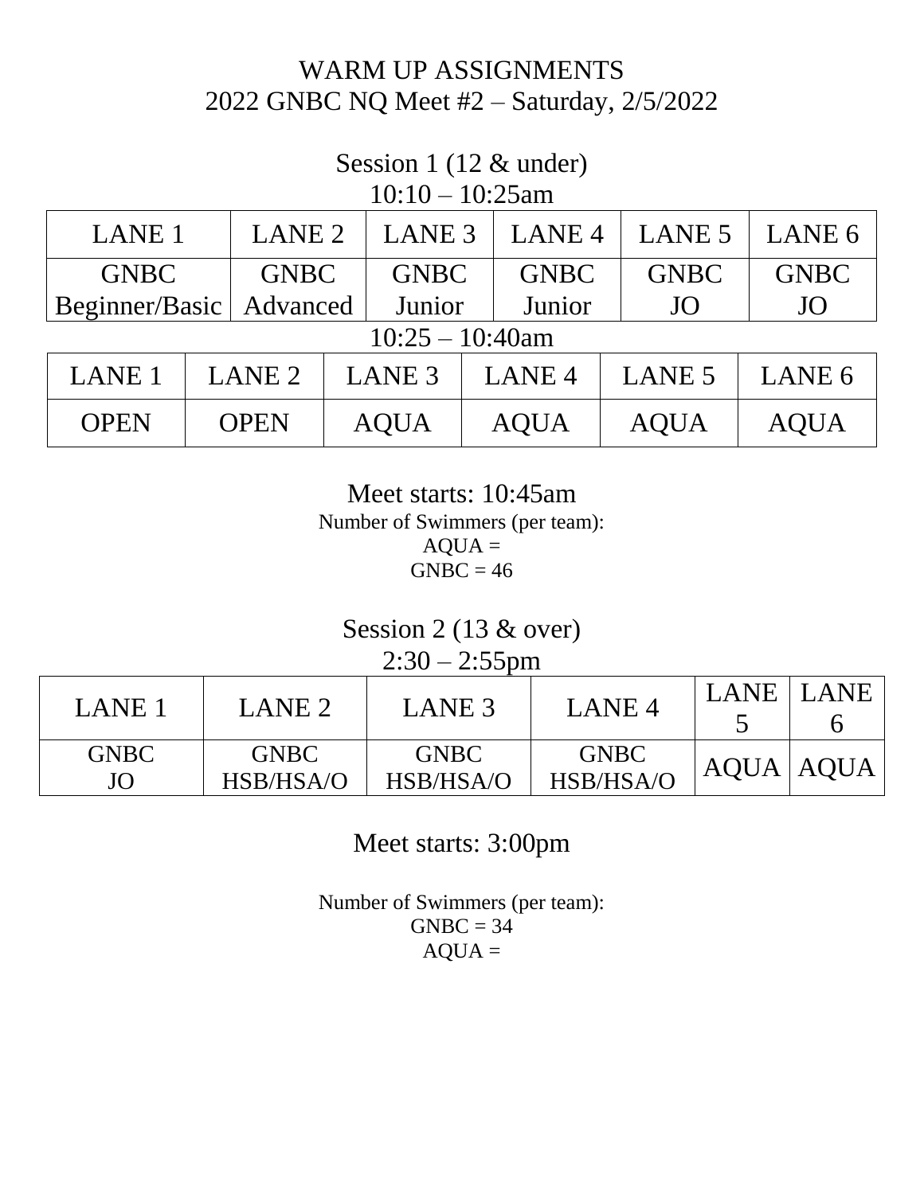# WARM UP ASSIGNMENTS

## 2022 GNBC NQ Meet #2 – Saturday, 2/5/2022

### Session 1 (12 & under)

10:10 – 10:25am

| LANE 1 | LANE 2 | LANE 3 | LANE 4 | LANE 5 | LANE 6 |
|---|---|---|---|---|---|
| GNBC Beginner/Basic | GNBC Advanced | GNBC Junior | GNBC Junior | GNBC JO | GNBC JO |

10:25 – 10:40am

| LANE 1 | LANE 2 | LANE 3 | LANE 4 | LANE 5 | LANE 6 |
|---|---|---|---|---|---|
| OPEN | OPEN | AQUA | AQUA | AQUA | AQUA |

Meet starts: 10:45am

Number of Swimmers (per team):
AQUA =
GNBC = 46

### Session 2 (13 & over)

2:30 – 2:55pm

| LANE 1 | LANE 2 | LANE 3 | LANE 4 | LANE 5 | LANE 6 |
|---|---|---|---|---|---|
| GNBC JO | GNBC HSB/HSA/O | GNBC HSB/HSA/O | GNBC HSB/HSA/O | AQUA | AQUA |

Meet starts: 3:00pm

Number of Swimmers (per team):
GNBC = 34
AQUA =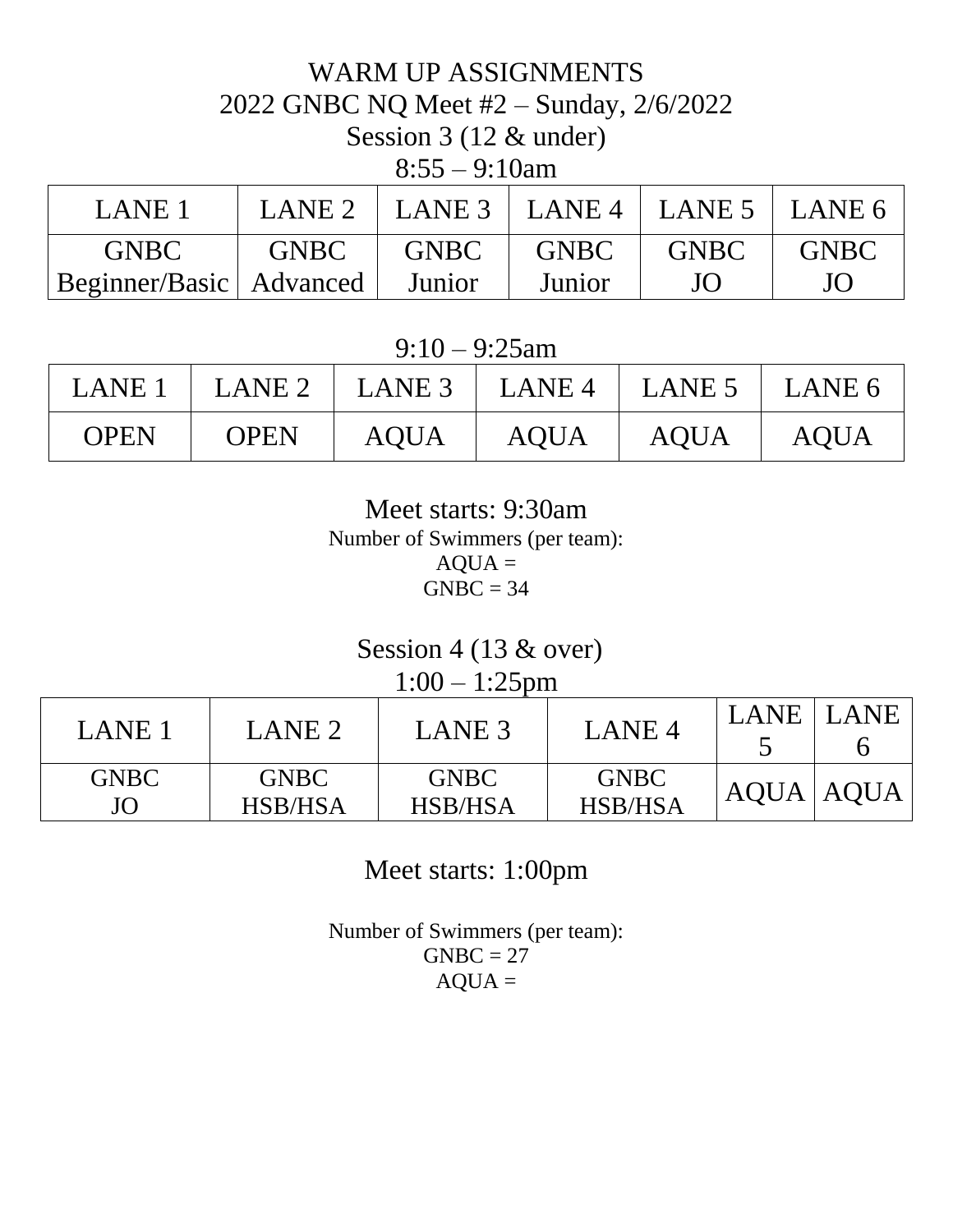# WARM UP ASSIGNMENTS

## 2022 GNBC NQ Meet #2 – Sunday, 2/6/2022

### Session 3 (12 & under)

8:55 – 9:10am

| LANE 1 | LANE 2 | LANE 3 | LANE 4 | LANE 5 | LANE 6 |
|---|---|---|---|---|---|
| GNBC Beginner/Basic | GNBC Advanced | GNBC Junior | GNBC Junior | GNBC JO | GNBC JO |

9:10 – 9:25am

| LANE 1 | LANE 2 | LANE 3 | LANE 4 | LANE 5 | LANE 6 |
|---|---|---|---|---|---|
| OPEN | OPEN | AQUA | AQUA | AQUA | AQUA |

Meet starts: 9:30am

Number of Swimmers (per team):
AQUA =
GNBC = 34

### Session 4 (13 & over)

1:00 – 1:25pm

| LANE 1 | LANE 2 | LANE 3 | LANE 4 | LANE 5 | LANE 6 |
|---|---|---|---|---|---|
| GNBC JO | GNBC HSB/HSA | GNBC HSB/HSA | GNBC HSB/HSA | AQUA | AQUA |

Meet starts: 1:00pm

Number of Swimmers (per team):
GNBC = 27
AQUA =